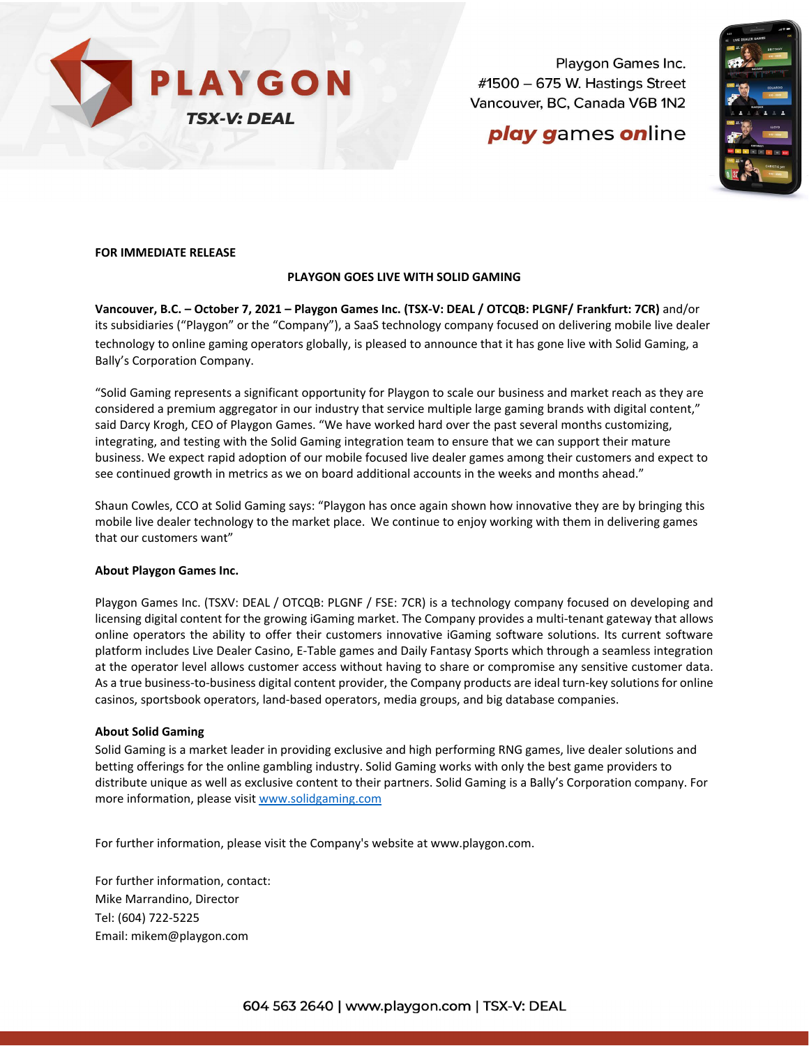Playgon Games Inc.
#1500 – 675 W. Hastings Street
Vancouver, BC, Canada V6B 1N2

**FOR IMMEDIATE RELEASE**

# PLAYGON GOES LIVE WITH SOLID GAMING

**Vancouver, B.C. – October 7, 2021 – Playgon Games Inc. (TSX-V: DEAL / OTCQB: PLGNF/ Frankfurt: 7CR)** and/or its subsidiaries ("Playgon" or the "Company"), a SaaS technology company focused on delivering mobile live dealer technology to online gaming operators globally, is pleased to announce that it has gone live with Solid Gaming, a Bally's Corporation Company.

"Solid Gaming represents a significant opportunity for Playgon to scale our business and market reach as they are considered a premium aggregator in our industry that service multiple large gaming brands with digital content," said Darcy Krogh, CEO of Playgon Games. "We have worked hard over the past several months customizing, integrating, and testing with the Solid Gaming integration team to ensure that we can support their mature business. We expect rapid adoption of our mobile focused live dealer games among their customers and expect to see continued growth in metrics as we on board additional accounts in the weeks and months ahead."

Shaun Cowles, CCO at Solid Gaming says: "Playgon has once again shown how innovative they are by bringing this mobile live dealer technology to the market place. We continue to enjoy working with them in delivering games that our customers want"

**About Playgon Games Inc.**

Playgon Games Inc. (TSXV: DEAL / OTCQB: PLGNF / FSE: 7CR) is a technology company focused on developing and licensing digital content for the growing iGaming market. The Company provides a multi-tenant gateway that allows online operators the ability to offer their customers innovative iGaming software solutions. Its current software platform includes Live Dealer Casino, E-Table games and Daily Fantasy Sports which through a seamless integration at the operator level allows customer access without having to share or compromise any sensitive customer data. As a true business-to-business digital content provider, the Company products are ideal turn-key solutions for online casinos, sportsbook operators, land-based operators, media groups, and big database companies.

**About Solid Gaming**

Solid Gaming is a market leader in providing exclusive and high performing RNG games, live dealer solutions and betting offerings for the online gambling industry. Solid Gaming works with only the best game providers to distribute unique as well as exclusive content to their partners. Solid Gaming is a Bally's Corporation company. For more information, please visit [www.solidgaming.com](www.solidgaming.com)

For further information, please visit the Company's website at www.playgon.com.

For further information, contact:
Mike Marrandino, Director
Tel: (604) 722-5225
Email: mikem@playgon.com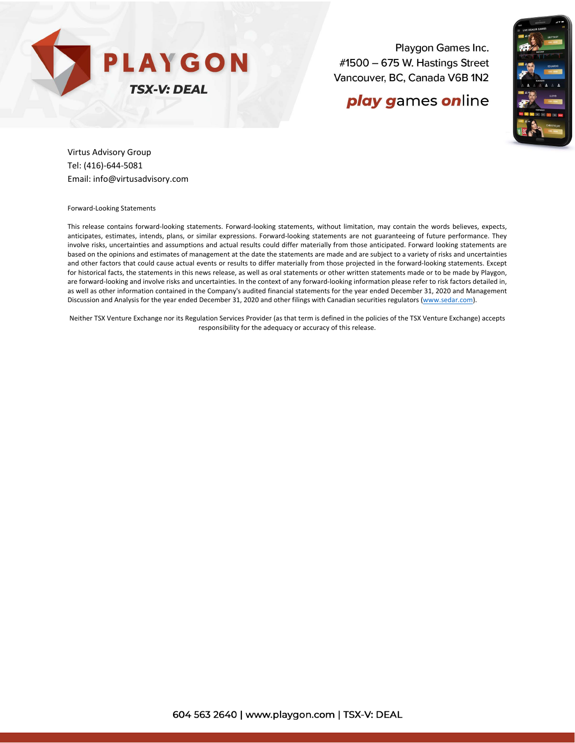Virtus Advisory Group
Tel: (416)-644-5081
Email: info@virtusadvisory.com

Forward-Looking Statements

This release contains forward-looking statements. Forward-looking statements, without limitation, may contain the words believes, expects, anticipates, estimates, intends, plans, or similar expressions. Forward-looking statements are not guaranteeing of future performance. They involve risks, uncertainties and assumptions and actual results could differ materially from those anticipated. Forward looking statements are based on the opinions and estimates of management at the date the statements are made and are subject to a variety of risks and uncertainties and other factors that could cause actual events or results to differ materially from those projected in the forward-looking statements. Except for historical facts, the statements in this news release, as well as oral statements or other written statements made or to be made by Playgon, are forward-looking and involve risks and uncertainties. In the context of any forward-looking information please refer to risk factors detailed in, as well as other information contained in the Company's audited financial statements for the year ended December 31, 2020 and Management Discussion and Analysis for the year ended December 31, 2020 and other filings with Canadian securities regulators (www.sedar.com).

Neither TSX Venture Exchange nor its Regulation Services Provider (as that term is defined in the policies of the TSX Venture Exchange) accepts responsibility for the adequacy or accuracy of this release.